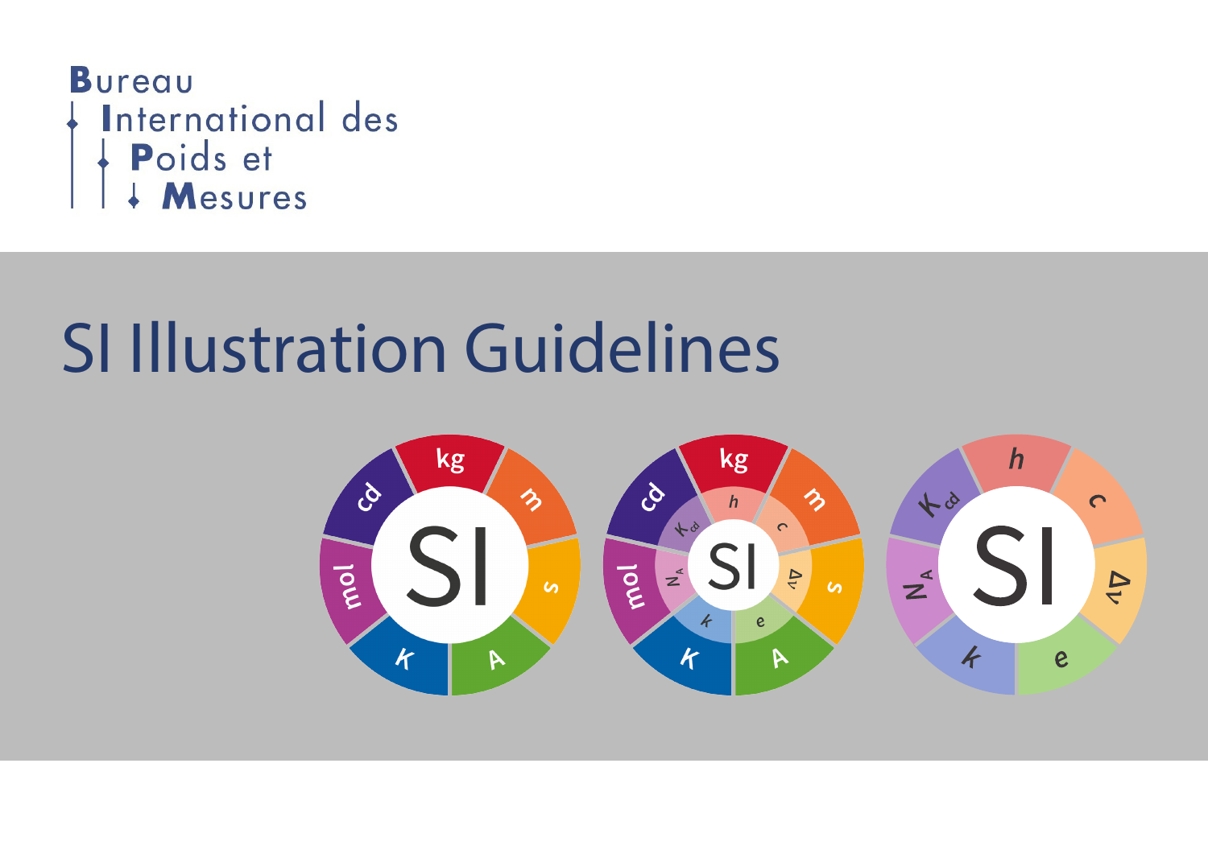Bureau
International des
Poids et
Mesures

# SI Illustration Guidelines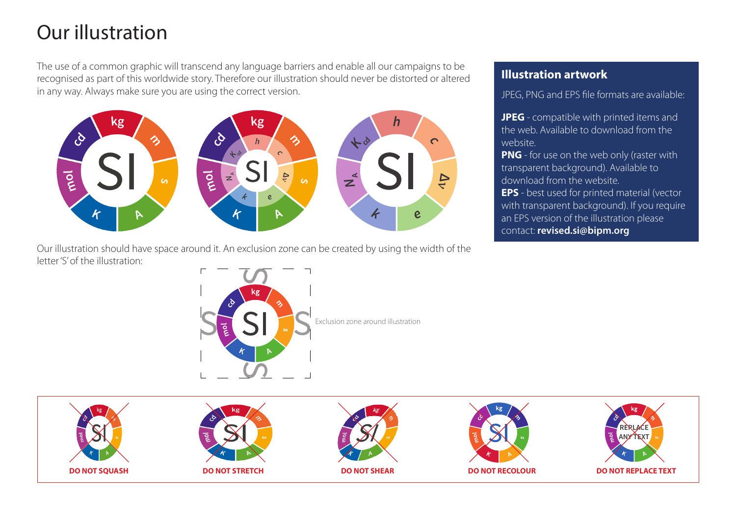# Our illustration

The use of a common graphic will transcend any language barriers and enable all our campaigns to be recognised as part of this worldwide story. Therefore our illustration should never be distorted or altered in any way. Always make sure you are using the correct version.

Our illustration should have space around it. An exclusion zone can be created by using the width of the letter 'S' of the illustration:

Exclusion zone around illustration

DO NOT SQUASH

DO NOT STRETCH

DO NOT SHEAR

DO NOT RECOLOUR

DO NOT REPLACE TEXT

## Illustration artwork

JPEG, PNG and EPS file formats are available:

**JPEG** - compatible with printed items and the web. Available to download from the website.
**PNG** - for use on the web only (raster with transparent background). Available to download from the website.
**EPS** - best used for printed material (vector with transparent background). If you require an EPS version of the illustration please contact: **revised.si@bipm.org**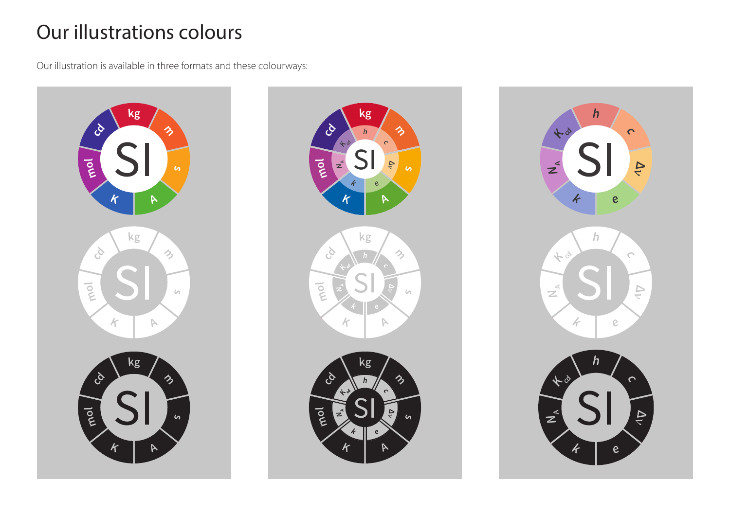# Our illustrations colours

Our illustration is available in three formats and these colourways: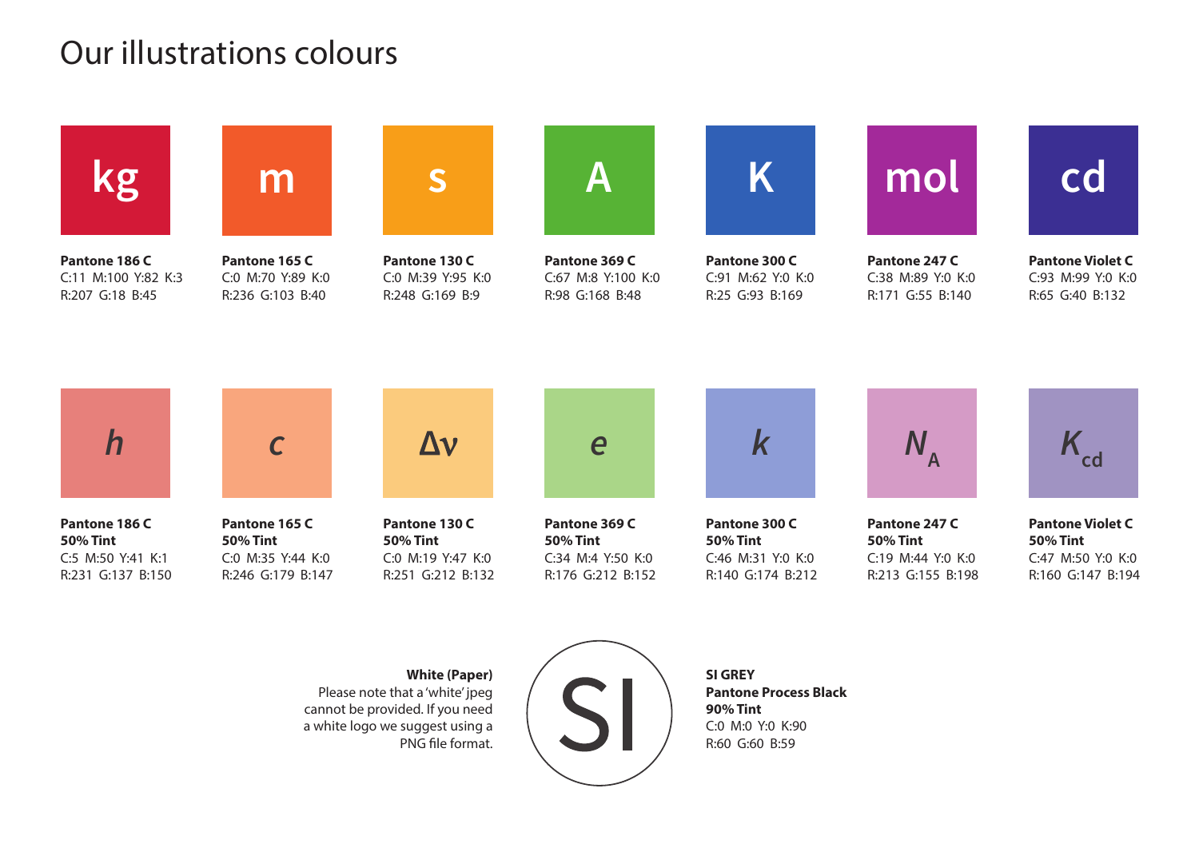# Our illustrations colours

kg

**Pantone 186 C**
C:11 M:100 Y:82 K:3
R:207 G:18 B:45

m

**Pantone 165 C**
C:0 M:70 Y:89 K:0
R:236 G:103 B:40

s

**Pantone 130 C**
C:0 M:39 Y:95 K:0
R:248 G:169 B:9

A

**Pantone 369 C**
C:67 M:8 Y:100 K:0
R:98 G:168 B:48

K

**Pantone 300 C**
C:91 M:62 Y:0 K:0
R:25 G:93 B:169

mol

**Pantone 247 C**
C:38 M:89 Y:0 K:0
R:171 G:55 B:140

cd

**Pantone Violet C**
C:93 M:99 Y:0 K:0
R:65 G:40 B:132

$h$

**Pantone 186 C**
**50% Tint**
C:5 M:50 Y:41 K:1
R:231 G:137 B:150

$c$

**Pantone 165 C**
**50% Tint**
C:0 M:35 Y:44 K:0
R:246 G:179 B:147

$\Delta\nu$

**Pantone 130 C**
**50% Tint**
C:0 M:19 Y:47 K:0
R:251 G:212 B:132

$e$

**Pantone 369 C**
**50% Tint**
C:34 M:4 Y:50 K:0
R:176 G:212 B:152

$k$

**Pantone 300 C**
**50% Tint**
C:46 M:31 Y:0 K:0
R:140 G:174 B:212

$N_A$

**Pantone 247 C**
**50% Tint**
C:19 M:44 Y:0 K:0
R:213 G:155 B:198

$K_{cd}$

**Pantone Violet C**
**50% Tint**
C:47 M:50 Y:0 K:0
R:160 G:147 B:194

**White (Paper)**
Please note that a 'white' jpeg cannot be provided. If you need a white logo we suggest using a PNG file format.

SI

**SI GREY**
**Pantone Process Black**
**90% Tint**
C:0 M:0 Y:0 K:90
R:60 G:60 B:59